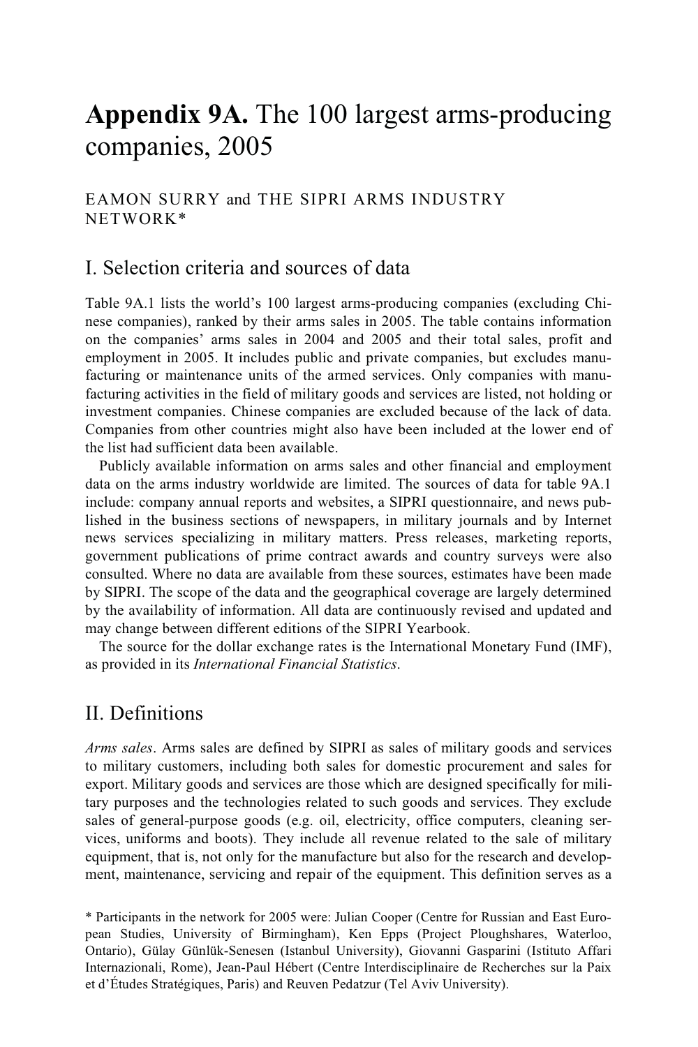# **Appendix 9A.** The 100 largest arms-producing companies, 2005

EAMON SURRY and THE SIPRI ARMS INDUSTRY NETWORK*

## I. Selection criteria and sources of data

Table 9A.1 lists the world's 100 largest arms-producing companies (excluding Chinese companies), ranked by their arms sales in 2005. The table contains information on the companies' arms sales in 2004 and 2005 and their total sales, profit and employment in 2005. It includes public and private companies, but excludes manufacturing or maintenance units of the armed services. Only companies with manufacturing activities in the field of military goods and services are listed, not holding or investment companies. Chinese companies are excluded because of the lack of data. Companies from other countries might also have been included at the lower end of the list had sufficient data been available.

Publicly available information on arms sales and other financial and employment data on the arms industry worldwide are limited. The sources of data for table 9A.1 include: company annual reports and websites, a SIPRI questionnaire, and news published in the business sections of newspapers, in military journals and by Internet news services specializing in military matters. Press releases, marketing reports, government publications of prime contract awards and country surveys were also consulted. Where no data are available from these sources, estimates have been made by SIPRI. The scope of the data and the geographical coverage are largely determined by the availability of information. All data are continuously revised and updated and may change between different editions of the SIPRI Yearbook.

The source for the dollar exchange rates is the International Monetary Fund (IMF), as provided in its *International Financial Statistics*.

## II. Definitions

*Arms sales*. Arms sales are defined by SIPRI as sales of military goods and services to military customers, including both sales for domestic procurement and sales for export. Military goods and services are those which are designed specifically for military purposes and the technologies related to such goods and services. They exclude sales of general-purpose goods (e.g. oil, electricity, office computers, cleaning services, uniforms and boots). They include all revenue related to the sale of military equipment, that is, not only for the manufacture but also for the research and development, maintenance, servicing and repair of the equipment. This definition serves as a

\* Participants in the network for 2005 were: Julian Cooper (Centre for Russian and East European Studies, University of Birmingham), Ken Epps (Project Ploughshares, Waterloo, Ontario), Gülay Günlük-Senesen (Istanbul University), Giovanni Gasparini (Istituto Affari Internazionali, Rome), Jean-Paul Hébert (Centre Interdisciplinaire de Recherches sur la Paix et d'Études Stratégiques, Paris) and Reuven Pedatzur (Tel Aviv University).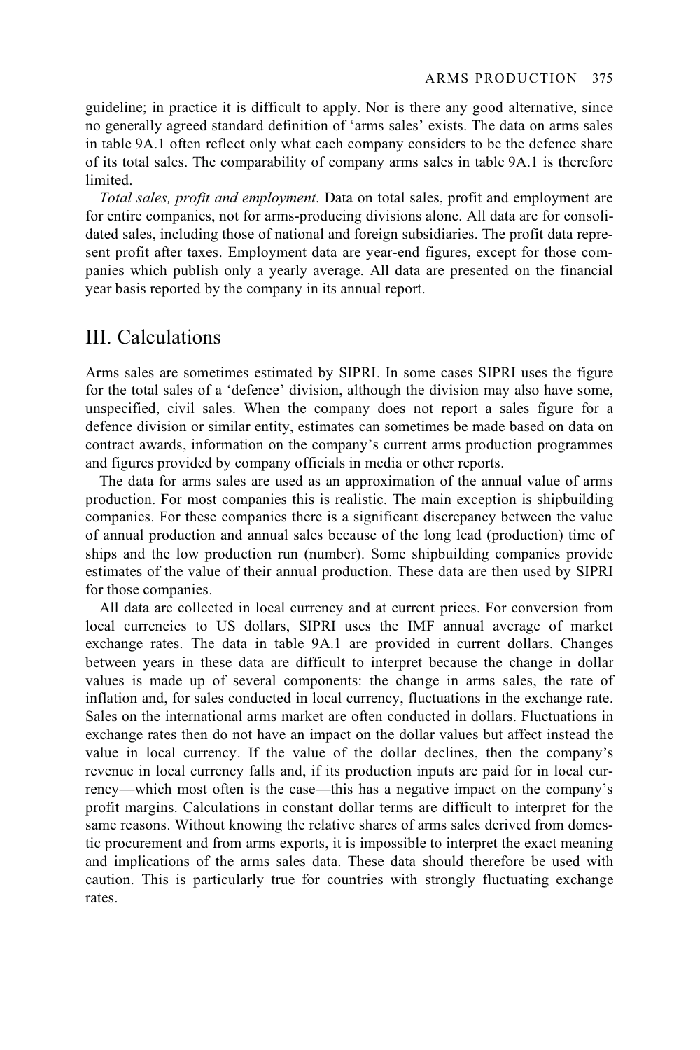guideline; in practice it is difficult to apply. Nor is there any good alternative, since no generally agreed standard definition of 'arms sales' exists. The data on arms sales in table 9A.1 often reflect only what each company considers to be the defence share of its total sales. The comparability of company arms sales in table 9A.1 is therefore limited.

*Total sales, profit and employment*. Data on total sales, profit and employment are for entire companies, not for arms-producing divisions alone. All data are for consolidated sales, including those of national and foreign subsidiaries. The profit data represent profit after taxes. Employment data are year-end figures, except for those companies which publish only a yearly average. All data are presented on the financial year basis reported by the company in its annual report.

## III. Calculations

Arms sales are sometimes estimated by SIPRI. In some cases SIPRI uses the figure for the total sales of a 'defence' division, although the division may also have some, unspecified, civil sales. When the company does not report a sales figure for a defence division or similar entity, estimates can sometimes be made based on data on contract awards, information on the company's current arms production programmes and figures provided by company officials in media or other reports.

The data for arms sales are used as an approximation of the annual value of arms production. For most companies this is realistic. The main exception is shipbuilding companies. For these companies there is a significant discrepancy between the value of annual production and annual sales because of the long lead (production) time of ships and the low production run (number). Some shipbuilding companies provide estimates of the value of their annual production. These data are then used by SIPRI for those companies.

All data are collected in local currency and at current prices. For conversion from local currencies to US dollars, SIPRI uses the IMF annual average of market exchange rates. The data in table 9A.1 are provided in current dollars. Changes between years in these data are difficult to interpret because the change in dollar values is made up of several components: the change in arms sales, the rate of inflation and, for sales conducted in local currency, fluctuations in the exchange rate. Sales on the international arms market are often conducted in dollars. Fluctuations in exchange rates then do not have an impact on the dollar values but affect instead the value in local currency. If the value of the dollar declines, then the company's revenue in local currency falls and, if its production inputs are paid for in local currency—which most often is the case—this has a negative impact on the company's profit margins. Calculations in constant dollar terms are difficult to interpret for the same reasons. Without knowing the relative shares of arms sales derived from domestic procurement and from arms exports, it is impossible to interpret the exact meaning and implications of the arms sales data. These data should therefore be used with caution. This is particularly true for countries with strongly fluctuating exchange rates.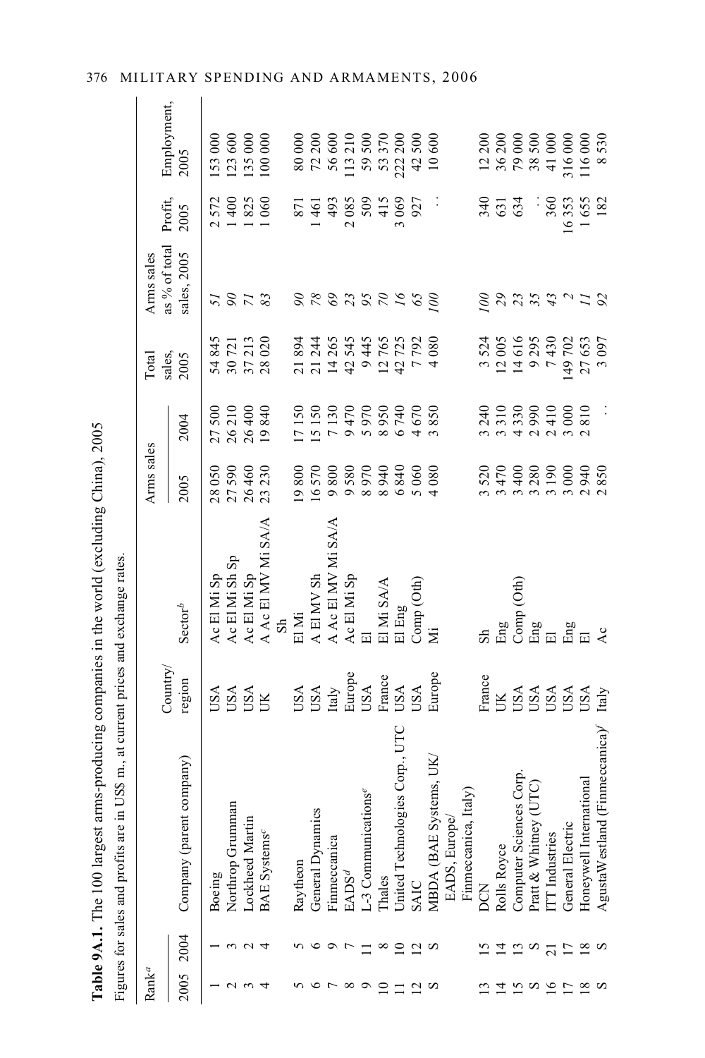**Table 9A.1.** The 100 largest arms-producing companies in the world (excluding China), 2005

Figures for sales and profits are in US$ m., at current prices and exchange rates.

| Rank[a] | | | | | Arms sales | | Total sales, | Arms sales as % of total | Profit, | Employment, |
|---|---|---|---|---|---|---|---|---|---|---|
| 2005 | 2004 | Company (parent company) | Country/ region | Sector[b] | 2005 | 2004 | 2005 | sales, 2005 | 2005 | 2005 |
| 1 | 1 | Boeing | USA | Ac El Mi Sp | 28 050 | 27 500 | 54 845 | *51* | 2 572 | 153 000 |
| 2 | 3 | Northrop Grumman | USA | Ac El Mi Sh Sp | 27 590 | 26 210 | 30 721 | *90* | 1 400 | 123 600 |
| 3 | 2 | Lockheed Martin | USA | Ac El Mi Sp | 26 460 | 26 400 | 37 213 | *71* | 1 825 | 135 000 |
| 4 | 4 | BAE Systems[c] | UK | A Ac El MV Mi SA/A Sh | 23 230 | 19 840 | 28 020 | *83* | 1 060 | 100 000 |
| 5 | 5 | Raytheon | USA | El Mi | 19 800 | 17 150 | 21 894 | *90* | 871 | 80 000 |
| 6 | 6 | General Dynamics | USA | A El MV Sh | 16 570 | 15 150 | 21 244 | *78* | 1 461 | 72 200 |
| 7 | 9 | Finmeccanica | Italy | A Ac El MV Mi SA/A | 9 800 | 7 130 | 14 265 | *69* | 493 | 56 600 |
| 8 | 7 | EADS[d] | Europe | Ac El Mi Sp | 9 580 | 9 470 | 42 545 | *23* | 2 085 | 113 210 |
| 9 | 11 | L-3 Communications[e] | USA | El | 8 970 | 5 970 | 9 445 | *95* | 509 | 59 500 |
| 10 | 8 | Thales | France | El Mi SA/A | 8 940 | 8 950 | 12 765 | *70* | 415 | 53 370 |
| 11 | 10 | United Technologies Corp., UTC | USA | El Eng | 6 840 | 6 740 | 42 725 | *16* | 3 069 | 222 200 |
| 12 | 12 | SAIC | USA | Comp (Oth) | 5 060 | 4 670 | 7 792 | *65* | 927 | 42 500 |
| S | S | MBDA (BAE Systems, UK/ EADS, Europe/ Finmeccanica, Italy) | Europe | Mi | 4 080 | 3 850 | 4 080 | *100* | . . | 10 600 |
| 13 | 15 | DCN | France | Sh | 3 520 | 3 240 | 3 524 | *100* | 340 | 12 200 |
| 14 | 14 | Rolls Royce | UK | Eng | 3 470 | 3 310 | 12 005 | *29* | 631 | 36 200 |
| 15 | 13 | Computer Sciences Corp. | USA | Comp (Oth) | 3 400 | 4 330 | 14 616 | *23* | 634 | 79 000 |
| S | S | Pratt & Whitney (UTC) | USA | Eng | 3 280 | 2 990 | 9 295 | *35* | . . | 38 500 |
| 16 | 21 | ITT Industries | USA | El | 3 190 | 2 410 | 7 430 | *43* | 360 | 41 000 |
| 17 | 17 | General Electric | USA | Eng | 3 000 | 3 000 | 149 702 | *2* | 16 353 | 316 000 |
| 18 | 18 | Honeywell International | USA | El | 2 940 | 2 810 | 27 653 | *11* | 1 655 | 116 000 |
| S | S | AgustaWestland (Finmeccanica)[f] | Italy | Ac | 2 850 | . . | 3 097 | *92* | 182 | 8 530 |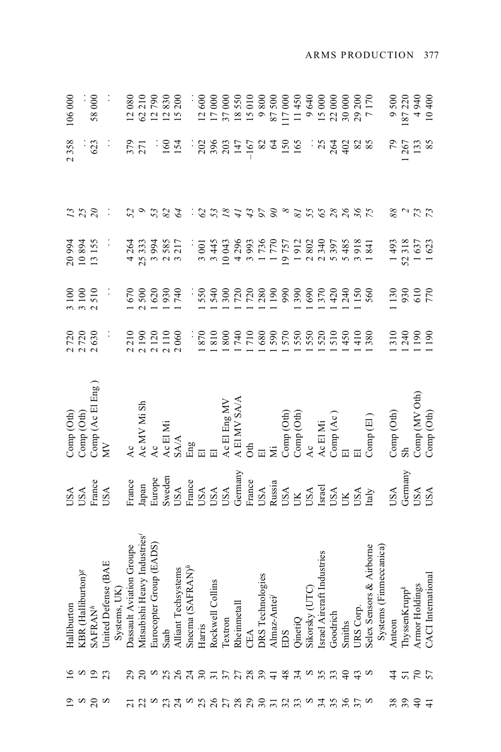| | | | | | | | | | | |
|---|---|---|---|---|---|---|---|---|---|---|
| 19 | 16 | Halliburton | USA | Comp (Oth) | 2 720 | 3 100 | 20 994 | *13* | 2 358 | 106 000 |
| S | S | KBR (Halliburton)[g] | USA | Comp (Oth) | 2 720 | 3 100 | 10 894 | *25* | . . | . . |
| 20 | 19 | SAFRAN[h] | France | Comp (Ac El Eng ) | 2 630 | 2 510 | 13 155 | *20* | 623 | 58 000 |
| S | 23 | United Defense (BAE Systems, UK) | USA | MV | . . | . . | . . | . . | . . | . . |
| 21 | 29 | Dassault Aviation Groupe | France | Ac | 2 210 | 1 670 | 4 264 | *52* | 379 | 12 080 |
| 22 | 20 | Mitsubishi Heavy Industries[i] | Japan | Ac MV Mi Sh | 2 190 | 2 500 | 25 333 | *9* | 271 | 62 210 |
| S | S | Eurocopter Group (EADS) | Europe | Ac | 2 120 | 1 620 | 3 994 | *53* | . . | 12 790 |
| 23 | 25 | Saab | Sweden | Ac El Mi | 2 110 | 1 930 | 2 585 | *82* | 160 | 12 830 |
| 24 | 26 | Alliant Techsystems | USA | SA/A | 2 060 | 1 740 | 3 217 | *64* | 154 | 15 200 |
| S | 24 | Snecma (SAFRAN)[h] | France | Eng | . . | . . | . . | . . | . . | . . |
| 25 | 30 | Harris | USA | El | 1 870 | 1 550 | 3 001 | *62* | 202 | 12 600 |
| 26 | 31 | Rockwell Collins | USA | El | 1 810 | 1 540 | 3 445 | *53* | 396 | 17 000 |
| 27 | 37 | Textron | USA | Ac El Eng MV | 1 800 | 1 300 | 10 043 | *18* | 203 | 37 000 |
| 28 | 27 | Rheinmetall | Germany | A El MV SA/A | 1 740 | 1 720 | 4 296 | *41* | 147 | 18 550 |
| 29 | 28 | CEA | France | Oth | 1 710 | 1 720 | 3 993 | *43* | –167 | 15 010 |
| 30 | 39 | DRS Technologies | USA | El | 1 680 | 1 280 | 1 736 | *97* | 82 | 9 800 |
| 31 | 41 | Almaz-Antei[j] | Russia | Mi | 1 590 | 1 190 | 1 770 | *90* | 64 | 87 500 |
| 32 | 48 | EDS | USA | Comp (Oth) | 1 570 | 990 | 19 757 | *8* | 150 | 117 000 |
| 33 | 34 | QinetiQ | UK | Comp (Oth) | 1 550 | 1 390 | 1 912 | *81* | 165 | 11 450 |
| S | S | Sikorsky (UTC) | USA | Ac | 1 550 | 1 690 | 2 802 | *55* | . . | 9 640 |
| 34 | 35 | Israel Aircraft Industries | Israel | Ac El Mi | 1 520 | 1 370 | 2 340 | *65* | 25 | 15 000 |
| 35 | 33 | Goodrich | USA | Comp (Ac ) | 1 510 | 1 420 | 5 397 | *28* | 264 | 22 000 |
| 36 | 40 | Smiths | UK | El | 1 450 | 1 240 | 5 485 | *26* | 402 | 30 000 |
| 37 | 43 | URS Corp. | USA | El | 1 410 | 1 150 | 3 918 | *36* | 82 | 29 200 |
| S | S | Selex Sensors & Airborne Systems (Finmeccanica) | Italy | Comp (El ) | 1 380 | 560 | 1 841 | *75* | 85 | 7 170 |
| 38 | 44 | Anteon | USA | Comp (Oth) | 1 310 | 1 130 | 1 493 | *88* | 79 | 9 500 |
| 39 | 51 | ThyssenKrupp[k] | Germany | Sh | 1 240 | 930 | 52 318 | *2* | 1 267 | 187 220 |
| 40 | 70 | Armor Holdings | USA | Comp (MV Oth) | 1 190 | 610 | 1 637 | *73* | 133 | 4 940 |
| 41 | 57 | CACI International | USA | Comp (Oth) | 1 190 | 770 | 1 623 | *73* | 85 | 10 400 |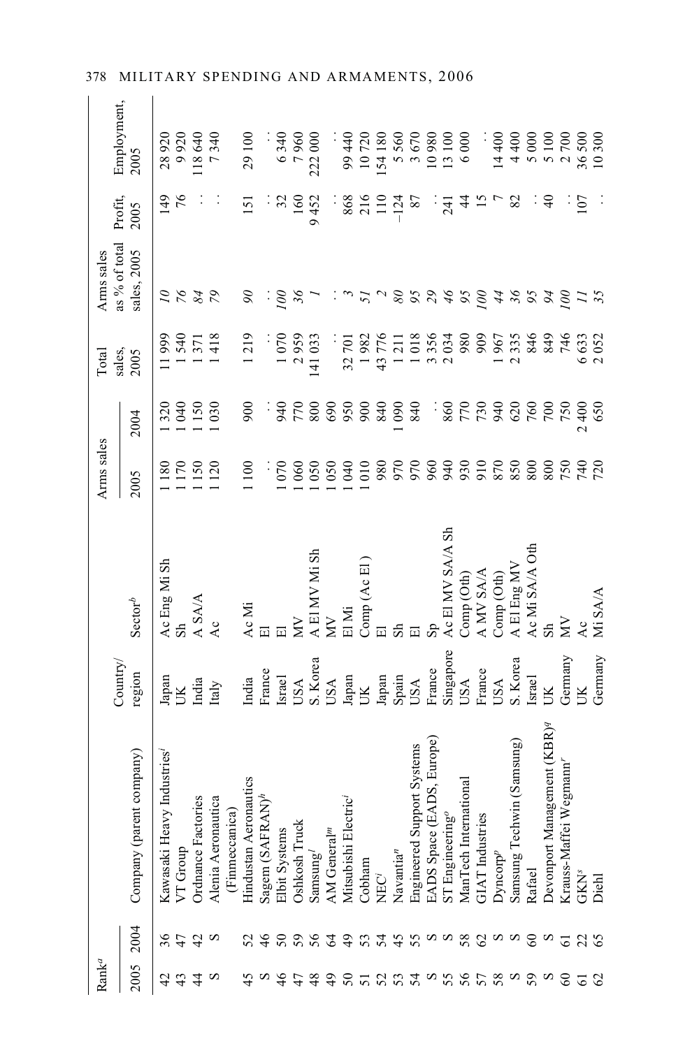| Rank[a] | | Company (parent company) | Country/ region | Sector[b] | Arms sales | | Total sales, 2005 | Arms sales as % of total sales, 2005 | Profit, 2005 | Employment, 2005 |
|---|---|---|---|---|---|---|---|---|---|---|
| 2005 | 2004 | | | | 2005 | 2004 | | | | |
| 42 | 36 | Kawasaki Heavy Industries[i] | Japan | Ac Eng Mi Sh | 1 180 | 1 320 | 11 999 | *10* | 149 | 28 920 |
| 43 | 47 | VT Group | UK | Sh | 1 170 | 1 040 | 1 540 | *76* | 76 | 9 920 |
| 44 | 42 | Ordnance Factories | India | A SA/A | 1 150 | 1 150 | 1 371 | *84* | . . | 118 640 |
| S | S | Alenia Aeronautica (Finmeccanica) | Italy | Ac | 1 120 | 1 030 | 1 418 | *79* | . . | 7 340 |
| 45 | 52 | Hindustan Aeronautics | India | Ac Mi | 1 100 | 900 | 1 219 | *90* | 151 | 29 100 |
| S | 46 | Sagem (SAFRAN)[h] | France | El | . . | . . | . . | . . | . . | . . |
| 46 | 50 | Elbit Systems | Israel | El | 1 070 | 940 | 1 070 | *100* | 32 | 6 340 |
| 47 | 59 | Oshkosh Truck | USA | MV | 1 060 | 770 | 2 959 | *36* | 160 | 7 960 |
| 48 | 56 | Samsung[l] | S. Korea | A El MV Mi Sh | 1 050 | 800 | 141 033 | *1* | 9 452 | 222 000 |
| 49 | 64 | AM General[m] | USA | MV | 1 050 | 690 | . . | . . | . . | . . |
| 50 | 49 | Mitsubishi Electric[i] | Japan | El Mi | 1 040 | 950 | 32 701 | *3* | 868 | 99 440 |
| 51 | 53 | Cobham | UK | Comp (Ac El ) | 1 010 | 900 | 1 982 | *51* | 216 | 10 720 |
| 52 | 54 | NEC[i] | Japan | El | 980 | 840 | 43 776 | *2* | 110 | 154 180 |
| 53 | 45 | Navantia[n] | Spain | Sh | 970 | 1 090 | 1 211 | *80* | –124 | 5 560 |
| 54 | 55 | Engineered Support Systems | USA | El | 970 | 840 | 1 018 | *95* | 87 | 3 670 |
| S | S | EADS Space (EADS, Europe) | France | Sp | 960 | . . | 3 356 | *29* | . . | 10 980 |
| 55 | S | ST Engineering[o] | Singapore | Ac El MV SA/A Sh | 940 | 860 | 2 034 | *46* | 241 | 13 100 |
| 56 | 58 | ManTech International | USA | Comp (Oth) | 930 | 770 | 980 | *95* | 44 | 6 000 |
| 57 | 62 | GIAT Industries | France | A MV SA/A | 910 | 730 | 909 | *100* | 15 | . . |
| 58 | S | Dyncorp[p] | USA | Comp (Oth) | 870 | 940 | 1 967 | *44* | 7 | 14 400 |
| S | S | Samsung Techwin (Samsung) | S. Korea | A El Eng MV | 850 | 620 | 2 335 | *36* | 82 | 4 400 |
| 59 | 60 | Rafael | Israel | Ac Mi SA/A Oth | 800 | 760 | 846 | *95* | . . | 5 000 |
| S | S | Devonport Management (KBR)[q] | UK | Sh | 800 | 700 | 849 | *94* | 40 | 5 100 |
| 60 | 61 | Krauss-Maffei Wegmann[r] | Germany | MV | 750 | 750 | 746 | *100* | . . | 2 700 |
| 61 | 22 | GKN[s] | UK | Ac | 740 | 2 400 | 6 633 | *11* | 107 | 36 500 |
| 62 | 65 | Diehl | Germany | Mi SA/A | 720 | 650 | 2 052 | *35* | . . | 10 300 |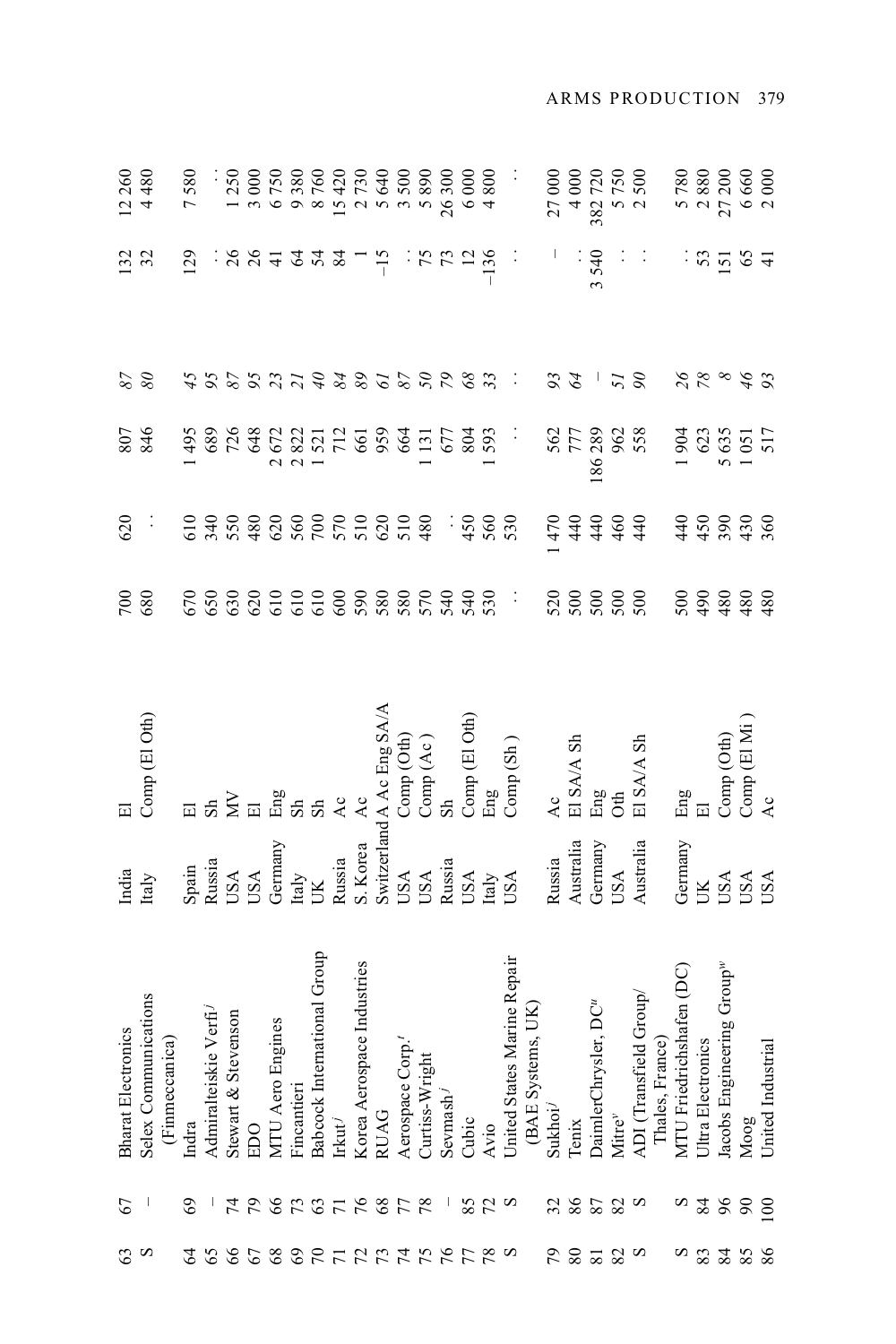| | | | | | | | | | | | |
|---|---|---|---|---|---|---|---|---|---|---|---|
| 63 | 67 | Bharat Electronics | India | El | 700 | 620 | 807 | *87* | 132 | 12 260 |
| S | – | Selex Communications (Finmeccanica) | Italy | Comp (El Oth) | 680 | . . | 846 | *80* | 32 | 4 480 |
| 64 | 69 | Indra | Spain | El | 670 | 610 | 1 495 | *45* | 129 | 7 580 |
| 65 | – | Admiralteiskie Verfi[j] | Russia | Sh | 650 | 340 | 689 | *95* | . . | . . |
| 66 | 74 | Stewart & Stevenson | USA | MV | 630 | 550 | 726 | *87* | 26 | 1 250 |
| 67 | 79 | EDO | USA | El | 620 | 480 | 648 | *95* | 26 | 3 000 |
| 68 | 66 | MTU Aero Engines | Germany | Eng | 610 | 620 | 2 672 | *23* | 41 | 6 750 |
| 69 | 73 | Fincantieri | Italy | Sh | 610 | 560 | 2 822 | *21* | 64 | 9 380 |
| 70 | 63 | Babcock International Group | UK | Sh | 610 | 700 | 1 521 | *40* | 54 | 8 760 |
| 71 | 71 | Irkut[j] | Russia | Ac | 600 | 570 | 712 | *84* | 84 | 15 420 |
| 72 | 76 | Korea Aerospace Industries | S. Korea | Ac | 590 | 510 | 661 | *89* | 1 | 2 730 |
| 73 | 68 | RUAG | Switzerland | A Ac Eng SA/A | 580 | 620 | 959 | *61* | –15 | 5 640 |
| 74 | 77 | Aerospace Corp.[t] | USA | Comp (Oth) | 580 | 510 | 664 | *87* | . . | 3 500 |
| 75 | 78 | Curtiss-Wright | USA | Comp (Ac) | 570 | 480 | 1 131 | *50* | 75 | 5 890 |
| 76 | – | Sevmash[j] | Russia | Sh | 540 | . . | 677 | *79* | 73 | 26 300 |
| 77 | 85 | Cubic | USA | Comp (El Oth) | 540 | 450 | 804 | *68* | 12 | 6 000 |
| 78 | 72 | Avio | Italy | Eng | 530 | 560 | 1 593 | *33* | –136 | 4 800 |
| S | S | United States Marine Repair (BAE Systems, UK) | USA | Comp (Sh) | . . | 530 | . . | . . | . . | . . |
| 79 | 32 | Sukhoi[j] | Russia | Ac | 520 | 1 470 | 562 | *93* | – | 27 000 |
| 80 | 86 | Tenix | Australia | El SA/A Sh | 500 | 440 | 777 | *64* | . . | 4 000 |
| 81 | 87 | DaimlerChrysler, DC[u] | Germany | Eng | 500 | 440 | 186 289 | – | 3 540 | 382 720 |
| 82 | 82 | Mitre[v] | USA | Oth | 500 | 460 | 962 | *51* | . . | 5 750 |
| S | S | ADI (Transfield Group/ Thales, France) | Australia | El SA/A Sh | 500 | 440 | 558 | *90* | . . | 2 500 |
| S | S | MTU Friedrichshafen (DC) | Germany | Eng | 500 | 440 | 1 904 | *26* | . . | 5 780 |
| 83 | 84 | Ultra Electronics | UK | El | 490 | 450 | 623 | *78* | 53 | 2 880 |
| 84 | 96 | Jacobs Engineering Group[w] | USA | Comp (Oth) | 480 | 390 | 5 635 | *8* | 151 | 27 200 |
| 85 | 90 | Moog | USA | Comp (El Mi ) | 480 | 430 | 1 051 | *46* | 65 | 6 660 |
| 86 | 100 | United Industrial | USA | Ac | 480 | 360 | 517 | *93* | 41 | 2 000 |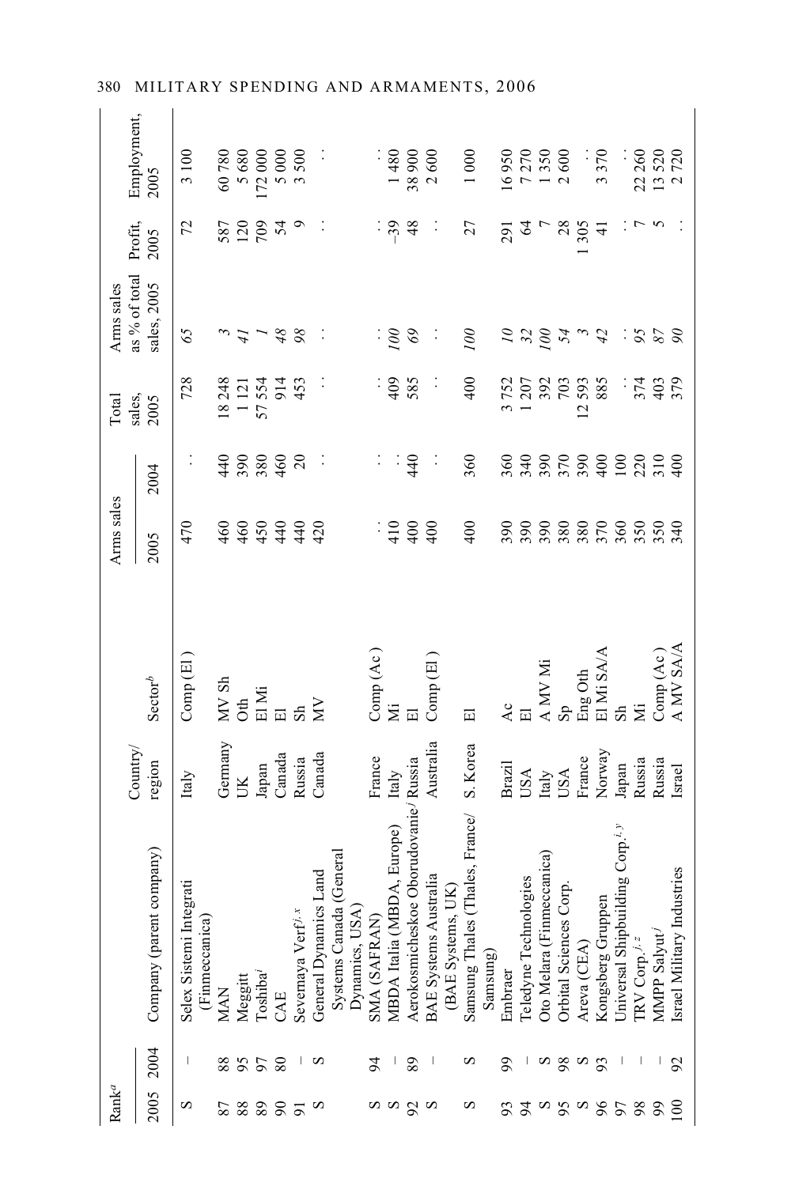| Rank[a] | | Company (parent company) | Country/ region | Sector[b] | Arms sales | | Total sales, 2005 | Arms sales as % of total sales, 2005 | Profit, 2005 | Employment, 2005 |
|---|---|---|---|---|---|---|---|---|---|---|
| 2005 | 2004 | | | | 2005 | 2004 | | | | |
| S | – | Selex Sistemi Integrati (Finmeccanica) | Italy | Comp (El ) | 470 | . . | 728 | *65* | 72 | 3 100 |
| 87 | 88 | MAN | Germany | MV Sh | 460 | 440 | 18 248 | *3* | 587 | 60 780 |
| 88 | 95 | Meggitt | UK | Oth | 460 | 390 | 1 121 | *41* | 120 | 5 680 |
| 89 | 97 | Toshiba[i] | Japan | El Mi | 450 | 380 | 57 554 | *1* | 709 | 172 000 |
| 90 | 80 | CAE | Canada | El | 440 | 460 | 914 | *48* | 54 | 5 000 |
| 91 | – | Severnaya Verf[j, x] | Russia | Sh | 440 | 20 | 453 | *98* | 9 | 3 500 |
| S | S | General Dynamics Land Systems Canada (General Dynamics, USA) | Canada | MV | 420 | . . | . . | . . | . . | . . |
| S | 94 | SMA (SAFRAN) | France | Comp (Ac ) | . . | . . | . . | . . | . . | . . |
| S | – | MBDA Italia (MBDA, Europe) | Italy | Mi | 410 | . . | 409 | *100* | –39 | 1 480 |
| 92 | 89 | Aerokosmicheskoe Oborudovanie[j] | Russia | El | 400 | 440 | 585 | *69* | 48 | 38 900 |
| S | – | BAE Systems Australia (BAE Systems, UK) | Australia | Comp (El ) | 400 | . . | . . | . . | . . | 2 600 |
| S | S | Samsung Thales (Thales, France/ Samsung) | S. Korea | El | 400 | 360 | 400 | *100* | 27 | 1 000 |
| 93 | 99 | Embraer | Brazil | Ac | 390 | 360 | 3 752 | *10* | 291 | 16 950 |
| 94 | – | Teledyne Technologies | USA | El | 390 | 340 | 1 207 | *32* | 64 | 7 270 |
| S | S | Oto Melara (Finmeccanica) | Italy | A MV Mi | 390 | 390 | 392 | *100* | 7 | 1 350 |
| 95 | 98 | Orbital Sciences Corp. | USA | Sp | 380 | 370 | 703 | *54* | 28 | 2 600 |
| S | S | Areva (CEA) | France | Eng Oth | 380 | 390 | 12 593 | *3* | 1 305 | . . |
| 96 | 93 | Kongsberg Gruppen | Norway | El Mi SA/A | 370 | 400 | 885 | *42* | 41 | 3 370 |
| 97 | – | Universal Shipbuilding Corp.[i, y] | Japan | Sh | 360 | 100 | . . | . . | . . | . . |
| 98 | – | TRV Corp.[j, z] | Russia | Mi | 350 | 220 | 374 | *95* | 7 | 22 260 |
| 99 | – | MMPP Salyut[j] | Russia | Comp (Ac) | 350 | 310 | 403 | *87* | 5 | 13 520 |
| 100 | 92 | Israel Military Industries | Israel | A MV SA/A | 340 | 400 | 379 | *90* | . . | 2 720 |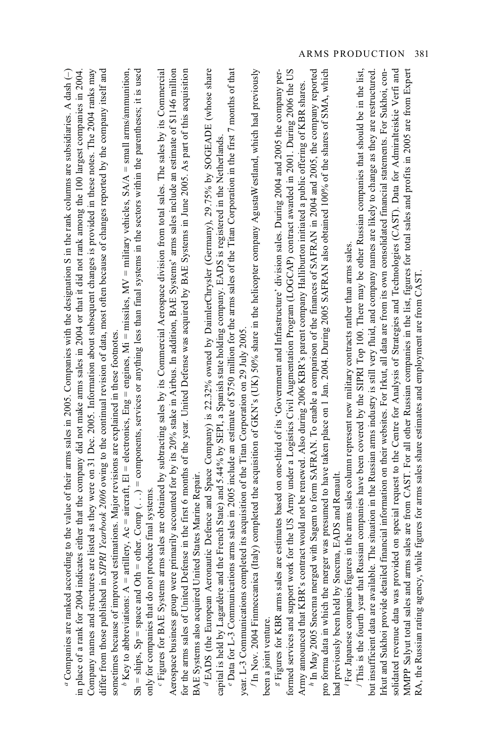[a] Companies are ranked according to the value of their arms sales in 2005. Companies with the designation S in the rank columns are subsidiaries. A dash (–) in place of a rank for 2004 indicates either that the company did not make arms sales in 2004 or that it did not rank among the 100 largest companies in 2004. Company names and structures are listed as they were on 31 Dec. 2005. Information about subsequent changes is provided in these notes. The 2004 ranks may differ from those published in *SIPRI Yearbook 2006* owing to the continual revision of data, most often because of changes reported by the company itself and sometimes because of improved estimations. Major revisions are explained in these footnotes.

[b] Key to abbreviations: A = artillery, Ac = aircraft, El = electronics, Eng = engines, Mi = missiles, MV = military vehicles, SA/A = small arms/ammunition, Sh = ships, Sp = space and Oth = other. Comp (. . .) = components, services or anything less than final systems in the sectors within the parentheses; it is used only for companies that do not produce final systems.

[c] Figures for BAE Systems arms sales are obtained by subtracting sales by its Commercial Aerospace division from total sales. The sales by its Commercial Aerospace business group were primarily accounted for by its 20% stake in Airbus. In addition, BAE Systems' arms sales include an estimate of $1146 million for the arms sales of United Defense in the first 6 months of the year. United Defense was acquired by BAE Systems in June 2005. As part of this acquisition BAE Systems also acquired United States Marine Repair.

[d] EADS (the European Aeronautic Defence and Space Company) is 22.32% owned by DaimlerChrysler (Germany), 29.75% by SOGEADE (whose share capital is held by Lagardère and the French State) and 5.44% by SEPI, a Spanish state holding company. EADS is registered in the Netherlands.

[e] Data for L-3 Communications arms sales in 2005 include an estimate of $750 million for the arms sales of the Titan Corporation in the first 7 months of that year. L-3 Communications completed its acquisition of the Titan Corporation on 29 July 2005.

[f] In Nov. 2004 Finmeccanica (Italy) completed the acquisition of GKN's (UK) 50% share in the helicopter company AgustaWestland, which had previously been a joint venture.

[g] Figures for KBR arms sales are estimates based on one-third of its 'Government and Infrastructure' division sales. During 2004 and 2005 the company performed services and support work for the US Army under a Logistics Civil Augmentation Program (LOGCAP) contract awarded in 2001. During 2006 the US Army announced that KBR's contract would not be renewed. Also during 2006 KBR's parent company Halliburton initiated a public offering of KBR shares.

[h] In May 2005 Snecma merged with Sagem to form SAFRAN. To enable a comparison of the finances of SAFRAN in 2004 and 2005, the company reported pro forma data in which the merger was presumed to have taken place on 1 Jan. 2004. During 2005 SAFRAN also obtained 100% of the shares of SMA, which had previously been held by Snecma, EADS and Renault.

[i] For Japanese companies figures in the arms sales column represent new military contracts rather than arms sales.

[j] This is the fourth year that Russian companies have been covered by the SIPRI Top 100. There may be other Russian companies that should be in the list, but insufficient data are available. The situation in the Russian arms industry is still very fluid, and company names are likely to change as they are restructured. Irkut and Sukhoi provide detailed financial information on their websites. For Irkut, all data are from its own consolidated financial statements. For Sukhoi, consolidated revenue data was provided on special request to the Centre for Analysis of Strategies and Technologies (CAST). Data for Admiralteiskie Verfi and MMPP Salyut total sales and arms sales are from CAST. For all other Russian companies in the list, figures for total sales and profits in 2005 are from Expert RA, the Russian rating agency, while figures for arms sales share estimates and employment are from CAST.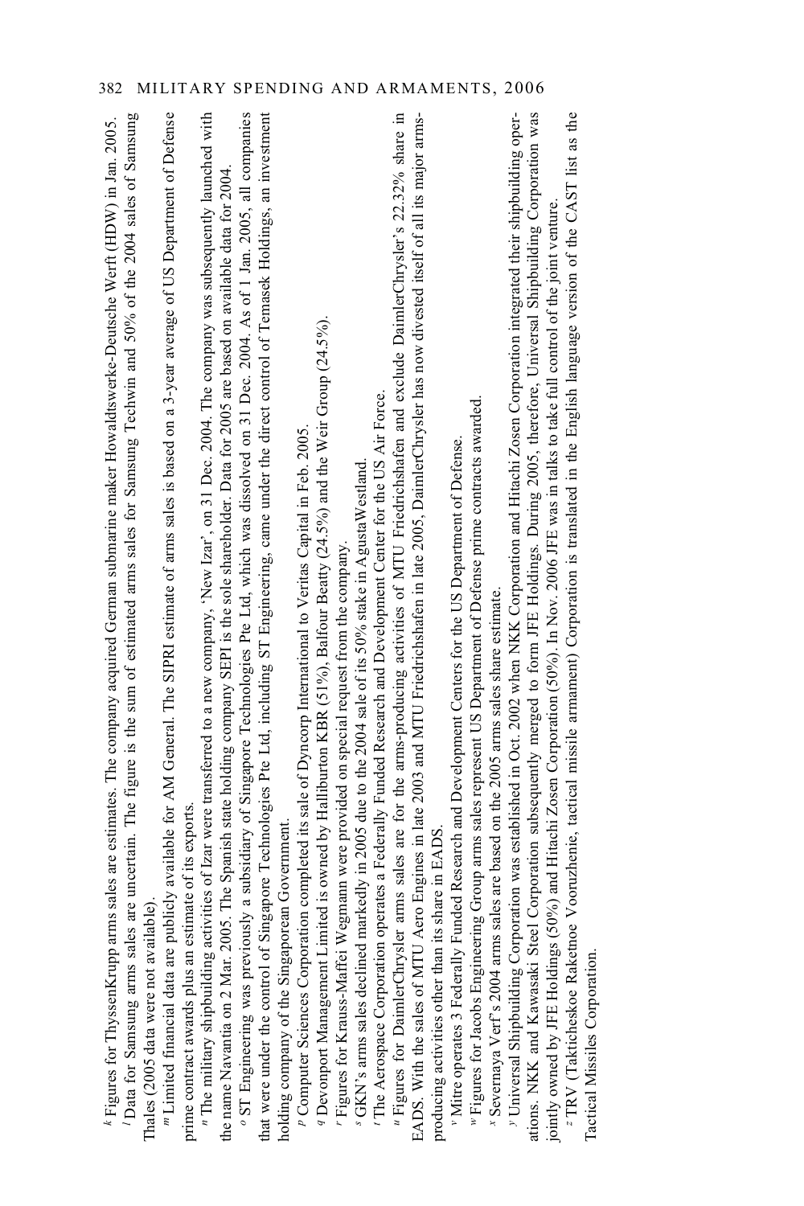[k] Figures for ThyssenKrupp arms sales are estimates. The company acquired German submarine maker Howaldtswerke-Deutsche Werft (HDW) in Jan. 2005.

[l] Data for Samsung arms sales are uncertain. The figure is the sum of estimated arms sales for Samsung Techwin and 50% of the 2004 sales of Samsung Thales (2005 data were not available).

[m] Limited financial data are publicly available for AM General. The SIPRI estimate of arms sales is based on a 3-year average of US Department of Defense prime contract awards plus an estimate of its exports.

[n] The military shipbuilding activities of Izar were transferred to a new company, 'New Izar', on 31 Dec. 2004. The company was subsequently launched with the name Navantia on 2 Mar. 2005. The Spanish state holding company SEPI is the sole shareholder. Data for 2005 are based on available data for 2004.

[o] ST Engineering was previously a subsidiary of Singapore Technologies Pte Ltd, which was dissolved on 31 Dec. 2004. As of 1 Jan. 2005, all companies that were under the control of Singapore Technologies Pte Ltd, including ST Engineering, came under the direct control of Temasek Holdings, an investment holding company of the Singaporean Government.

[p] Computer Sciences Corporation completed its sale of Dyncorp International to Veritas Capital in Feb. 2005.

[q] Devonport Management Limited is owned by Halliburton KBR (51%), Balfour Beatty (24.5%) and the Weir Group (24.5%).

[r] Figures for Krauss-Maffei Wegmann were provided on special request from the company.

[s] GKN's arms sales declined markedly in 2005 due to the 2004 sale of its 50% stake in AgustaWestland.

[t] The Aerospace Corporation operates a Federally Funded Research and Development Center for the US Air Force.

[u] Figures for DaimlerChrysler arms sales are for the arms-producing activities of MTU Friedrichshafen and exclude DaimlerChrysler's 22.32% share in EADS. With the sales of MTU Aero Engines in late 2003 and MTU Friedrichshafen in late 2005, DaimlerChrysler has now divested itself of all its major arms-producing activities other than its share in EADS.

[v] Mitre operates 3 Federally Funded Research and Development Centers for the US Department of Defense.

[w] Figures for Jacobs Engineering Group arms sales represent US Department of Defense prime contracts awarded.

[x] Severnaya Verf's 2004 arms sales are based on the 2005 arms sales share estimate.

[y] Universal Shipbuilding Corporation was established in Oct. 2002 when NKK Corporation and Hitachi Zosen Corporation integrated their shipbuilding operations. NKK and Kawasaki Steel Corporation subsequently merged to form JFE Holdings. During 2005, therefore, Universal Shipbuilding Corporation was jointly owned by JFE Holdings (50%) and Hitachi Zosen Corporation (50%). In Nov. 2006 JFE was in talks to take full control of the joint venture.

[z] TRV (Takticheskoe Raketnoe Vooruzhenie, tactical missile armament) Corporation is translated in the English language version of the CAST list as the Tactical Missiles Corporation.